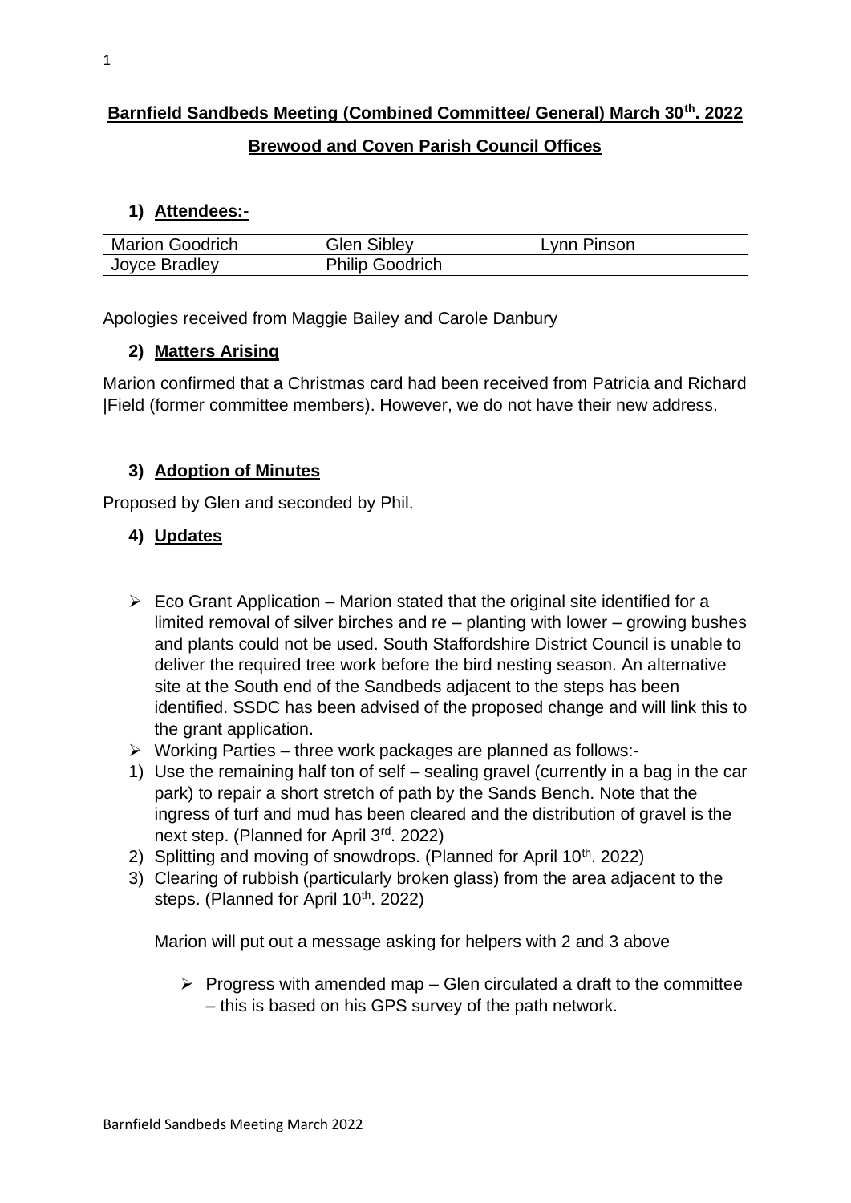# Barnfield Sandbeds Meeting (Combined Committee/ General) March 30th. 2022

## Brewood and Coven Parish Council Offices

### 1) Attendees:-

| Marion Goodrich | Glen Sibley | Lynn Pinson |
|---|---|---|
| Joyce Bradley | Philip Goodrich | |

Apologies received from Maggie Bailey and Carole Danbury

### 2) Matters Arising

Marion confirmed that a Christmas card had been received from Patricia and Richard |Field (former committee members). However, we do not have their new address.

### 3) Adoption of Minutes

Proposed by Glen and seconded by Phil.

### 4) Updates

- Eco Grant Application – Marion stated that the original site identified for a limited removal of silver birches and re – planting with lower – growing bushes and plants could not be used. South Staffordshire District Council is unable to deliver the required tree work before the bird nesting season. An alternative site at the South end of the Sandbeds adjacent to the steps has been identified. SSDC has been advised of the proposed change and will link this to the grant application.
- Working Parties – three work packages are planned as follows:-

1) Use the remaining half ton of self – sealing gravel (currently in a bag in the car park) to repair a short stretch of path by the Sands Bench. Note that the ingress of turf and mud has been cleared and the distribution of gravel is the next step. (Planned for April 3rd. 2022)
2) Splitting and moving of snowdrops. (Planned for April 10th. 2022)
3) Clearing of rubbish (particularly broken glass) from the area adjacent to the steps. (Planned for April 10th. 2022)

Marion will put out a message asking for helpers with 2 and 3 above

- Progress with amended map – Glen circulated a draft to the committee – this is based on his GPS survey of the path network.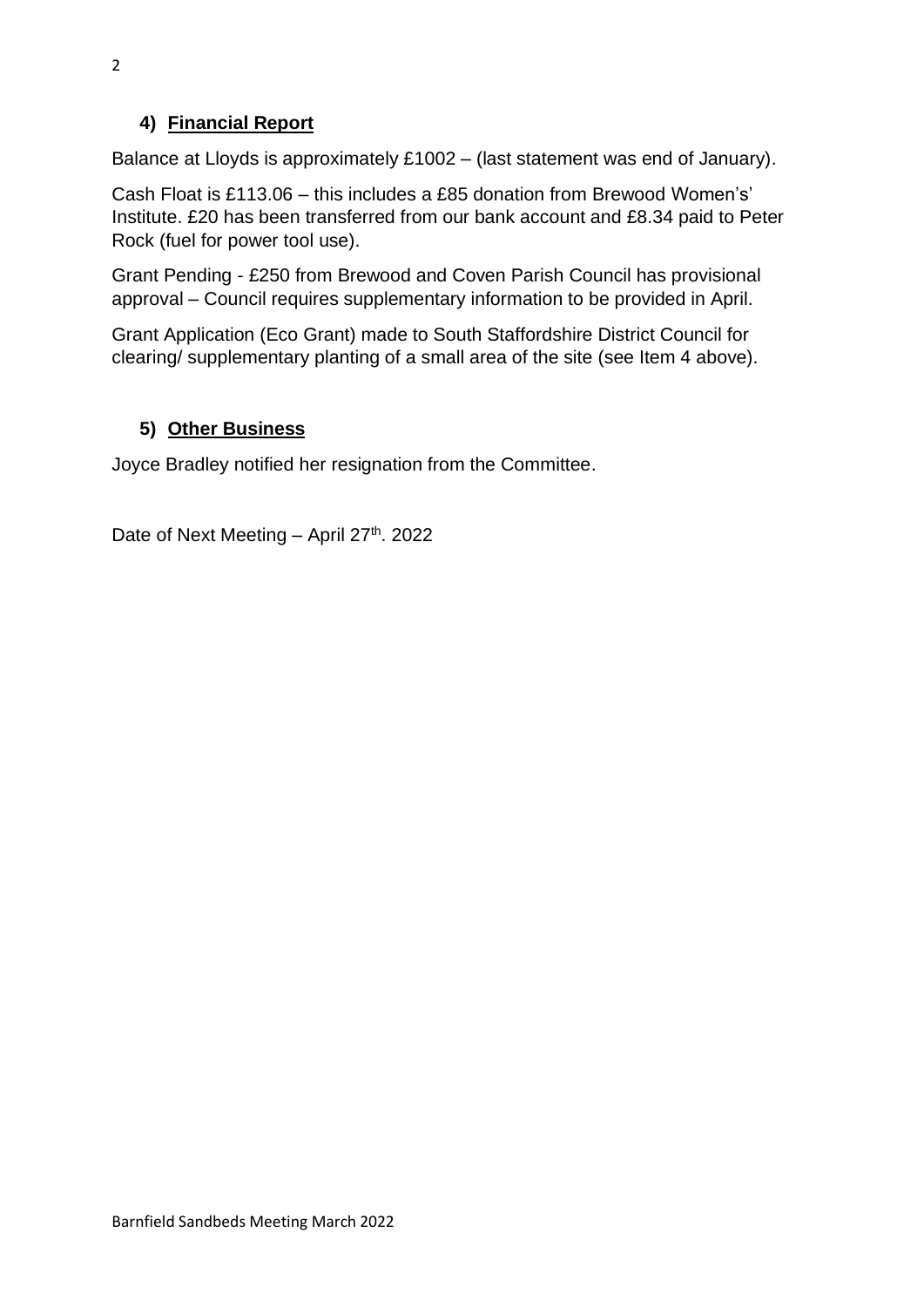### 4) Financial Report

Balance at Lloyds is approximately £1002 – (last statement was end of January).

Cash Float is £113.06 – this includes a £85 donation from Brewood Women's' Institute. £20 has been transferred from our bank account and £8.34 paid to Peter Rock (fuel for power tool use).

Grant Pending - £250 from Brewood and Coven Parish Council has provisional approval – Council requires supplementary information to be provided in April.

Grant Application (Eco Grant) made to South Staffordshire District Council for clearing/ supplementary planting of a small area of the site (see Item 4 above).

### 5) Other Business

Joyce Bradley notified her resignation from the Committee.

Date of Next Meeting – April 27th. 2022